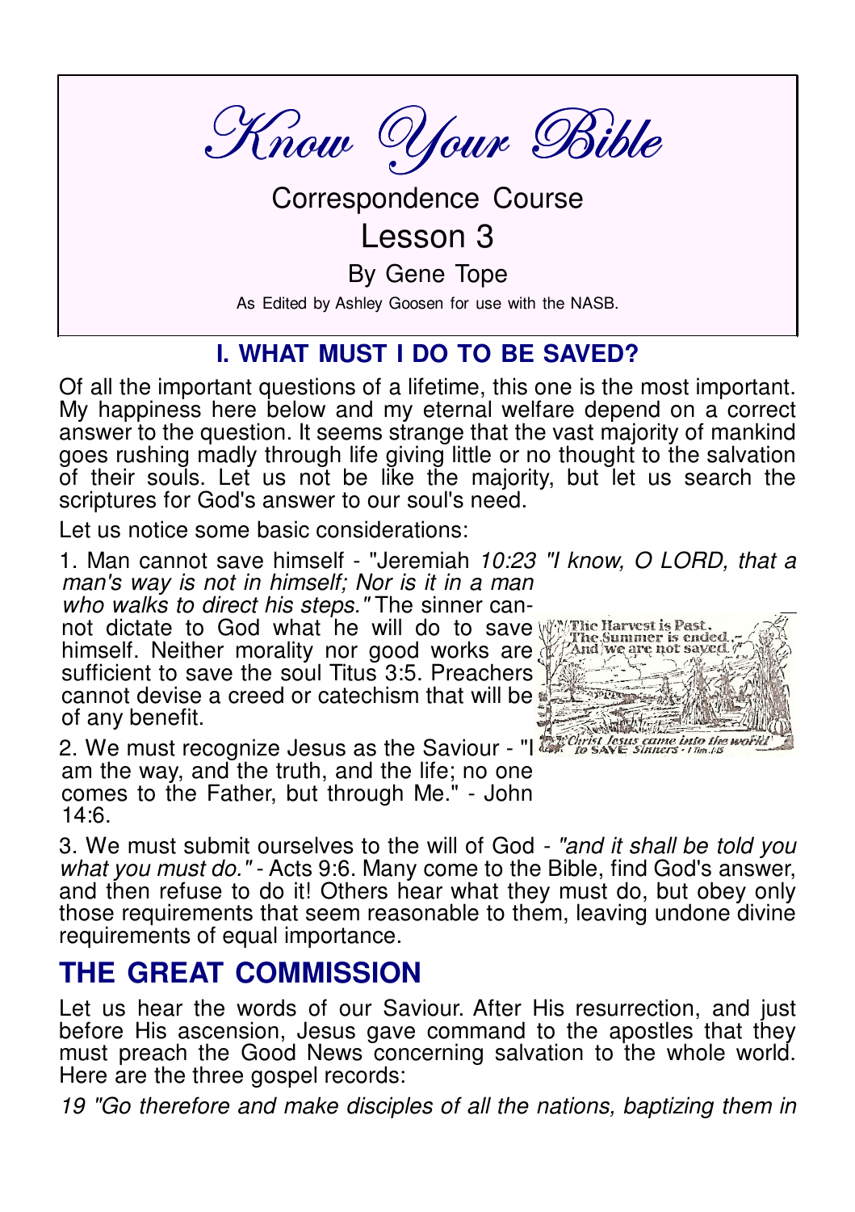# Know Your Bible

Correspondence Course

Lesson 3

By Gene Tope

As Edited by Ashley Goosen for use with the NASB.

## I. WHAT MUST I DO TO BE SAVED?

Of all the important questions of a lifetime, this one is the most important. My happiness here below and my eternal welfare depend on a correct answer to the question. It seems strange that the vast majority of mankind goes rushing madly through life giving little or no thought to the salvation of their souls. Let us not be like the majority, but let us search the scriptures for God's answer to our soul's need.

Let us notice some basic considerations:

1. Man cannot save himself - "Jeremiah *10:23 "I know, O LORD, that a man's way is not in himself; Nor is it in a man who walks to direct his steps."* The sinner cannot dictate to God what he will do to save himself. Neither morality nor good works are sufficient to save the soul Titus 3:5. Preachers cannot devise a creed or catechism that will be of any benefit.

2. We must recognize Jesus as the Saviour - "I am the way, and the truth, and the life; no one comes to the Father, but through Me." - John 14:6.

3. We must submit ourselves to the will of God - *"and it shall be told you what you must do."* - Acts 9:6. Many come to the Bible, find God's answer, and then refuse to do it! Others hear what they must do, but obey only those requirements that seem reasonable to them, leaving undone divine requirements of equal importance.

## THE GREAT COMMISSION

Let us hear the words of our Saviour. After His resurrection, and just before His ascension, Jesus gave command to the apostles that they must preach the Good News concerning salvation to the whole world. Here are the three gospel records:

*19 "Go therefore and make disciples of all the nations, baptizing them in*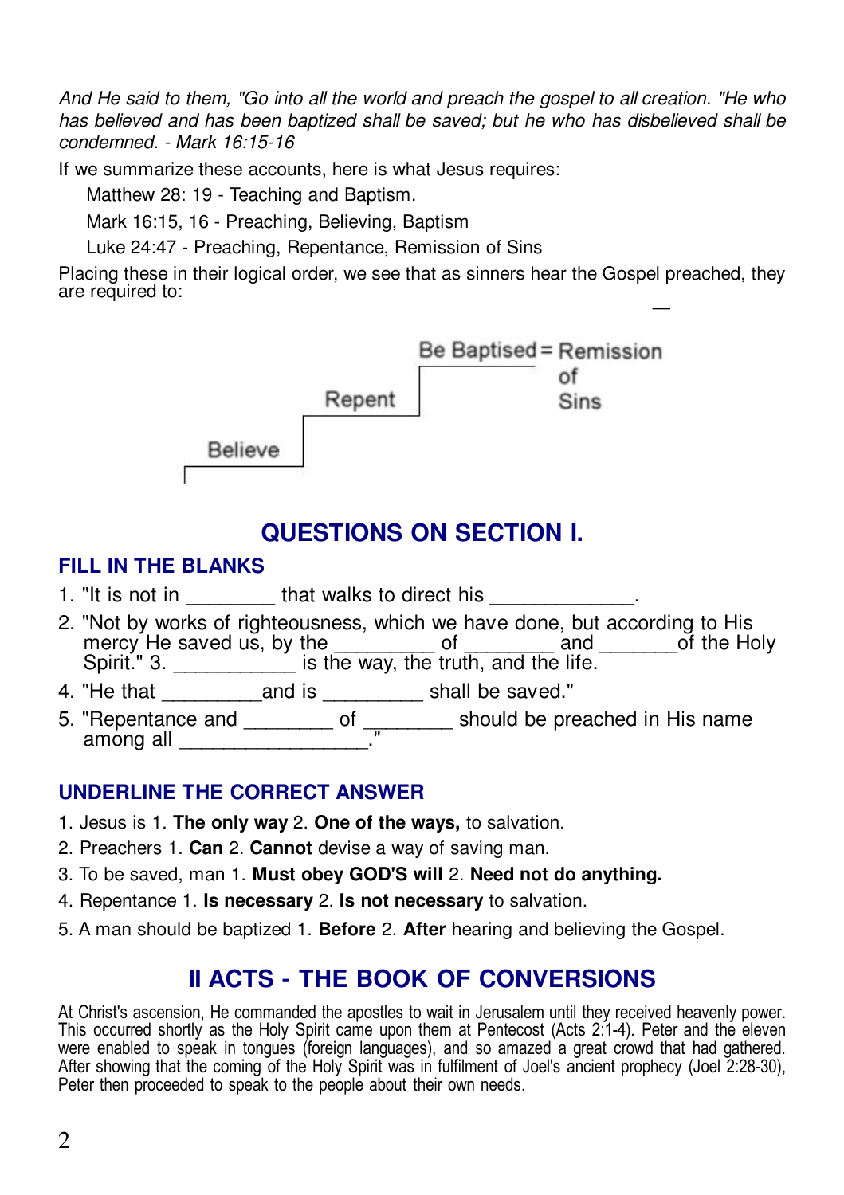*And He said to them, "Go into all the world and preach the gospel to all creation. "He who has believed and has been baptized shall be saved; but he who has disbelieved shall be condemned. - Mark 16:15-16*

If we summarize these accounts, here is what Jesus requires:

Matthew 28: 19 - Teaching and Baptism.

Mark 16:15, 16 - Preaching, Believing, Baptism

Luke 24:47 - Preaching, Repentance, Remission of Sins

Placing these in their logical order, we see that as sinners hear the Gospel preached, they are required to:

Believe → Repent → Be Baptised = Remission of Sins

## QUESTIONS ON SECTION I.

### FILL IN THE BLANKS

1. "It is not in ________ that walks to direct his _____________.
2. "Not by works of righteousness, which we have done, but according to His mercy He saved us, by the _________ of ________ and _______of the Holy Spirit." 3. ___________ is the way, the truth, and the life.
4. "He that _________and is _________ shall be saved."
5. "Repentance and ________ of ________ should be preached in His name among all _________________."

### UNDERLINE THE CORRECT ANSWER

1. Jesus is 1. **The only way** 2. **One of the ways,** to salvation.
2. Preachers 1. **Can** 2. **Cannot** devise a way of saving man.
3. To be saved, man 1. **Must obey GOD'S will** 2. **Need not do anything.**
4. Repentance 1. **Is necessary** 2. **Is not necessary** to salvation.
5. A man should be baptized 1. **Before** 2. **After** hearing and believing the Gospel.

## II ACTS - THE BOOK OF CONVERSIONS

At Christ's ascension, He commanded the apostles to wait in Jerusalem until they received heavenly power. This occurred shortly as the Holy Spirit came upon them at Pentecost (Acts 2:1-4). Peter and the eleven were enabled to speak in tongues (foreign languages), and so amazed a great crowd that had gathered. After showing that the coming of the Holy Spirit was in fulfilment of Joel's ancient prophecy (Joel 2:28-30), Peter then proceeded to speak to the people about their own needs.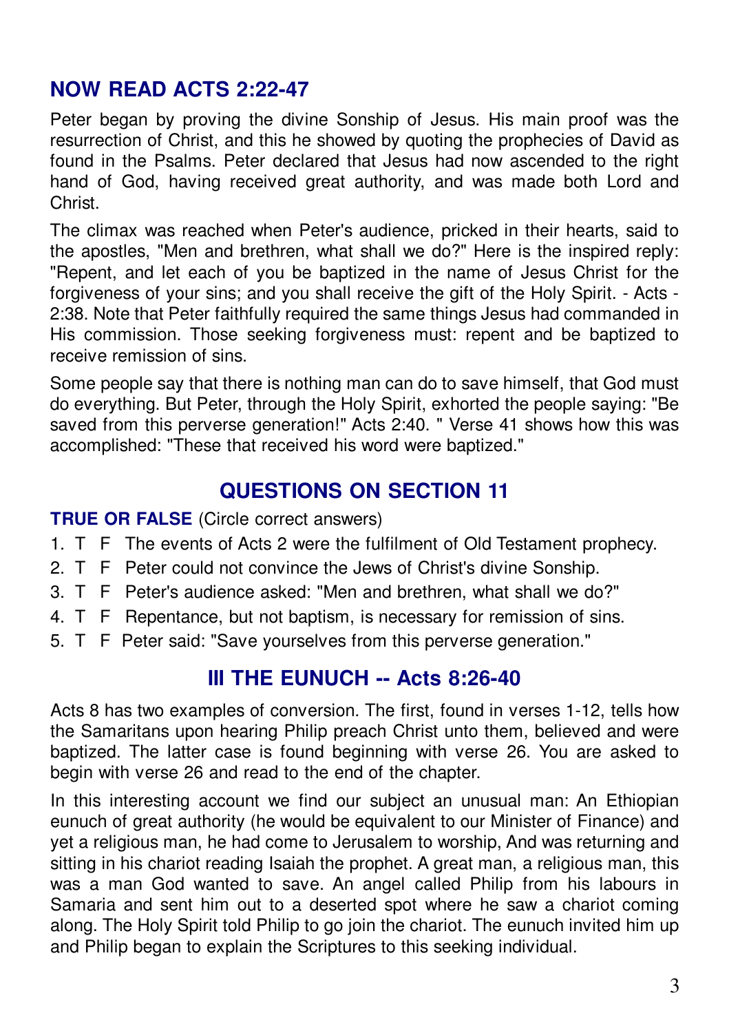## NOW READ ACTS 2:22-47

Peter began by proving the divine Sonship of Jesus. His main proof was the resurrection of Christ, and this he showed by quoting the prophecies of David as found in the Psalms. Peter declared that Jesus had now ascended to the right hand of God, having received great authority, and was made both Lord and Christ.

The climax was reached when Peter's audience, pricked in their hearts, said to the apostles, "Men and brethren, what shall we do?" Here is the inspired reply: "Repent, and let each of you be baptized in the name of Jesus Christ for the forgiveness of your sins; and you shall receive the gift of the Holy Spirit. - Acts - 2:38. Note that Peter faithfully required the same things Jesus had commanded in His commission. Those seeking forgiveness must: repent and be baptized to receive remission of sins.

Some people say that there is nothing man can do to save himself, that God must do everything. But Peter, through the Holy Spirit, exhorted the people saying: "Be saved from this perverse generation!" Acts 2:40. " Verse 41 shows how this was accomplished: "These that received his word were baptized."

## QUESTIONS ON SECTION 11

**TRUE OR FALSE** (Circle correct answers)

1. T F The events of Acts 2 were the fulfilment of Old Testament prophecy.
2. T F Peter could not convince the Jews of Christ's divine Sonship.
3. T F Peter's audience asked: "Men and brethren, what shall we do?"
4. T F Repentance, but not baptism, is necessary for remission of sins.
5. T F Peter said: "Save yourselves from this perverse generation."

## III THE EUNUCH -- Acts 8:26-40

Acts 8 has two examples of conversion. The first, found in verses 1-12, tells how the Samaritans upon hearing Philip preach Christ unto them, believed and were baptized. The latter case is found beginning with verse 26. You are asked to begin with verse 26 and read to the end of the chapter.

In this interesting account we find our subject an unusual man: An Ethiopian eunuch of great authority (he would be equivalent to our Minister of Finance) and yet a religious man, he had come to Jerusalem to worship, And was returning and sitting in his chariot reading Isaiah the prophet. A great man, a religious man, this was a man God wanted to save. An angel called Philip from his labours in Samaria and sent him out to a deserted spot where he saw a chariot coming along. The Holy Spirit told Philip to go join the chariot. The eunuch invited him up and Philip began to explain the Scriptures to this seeking individual.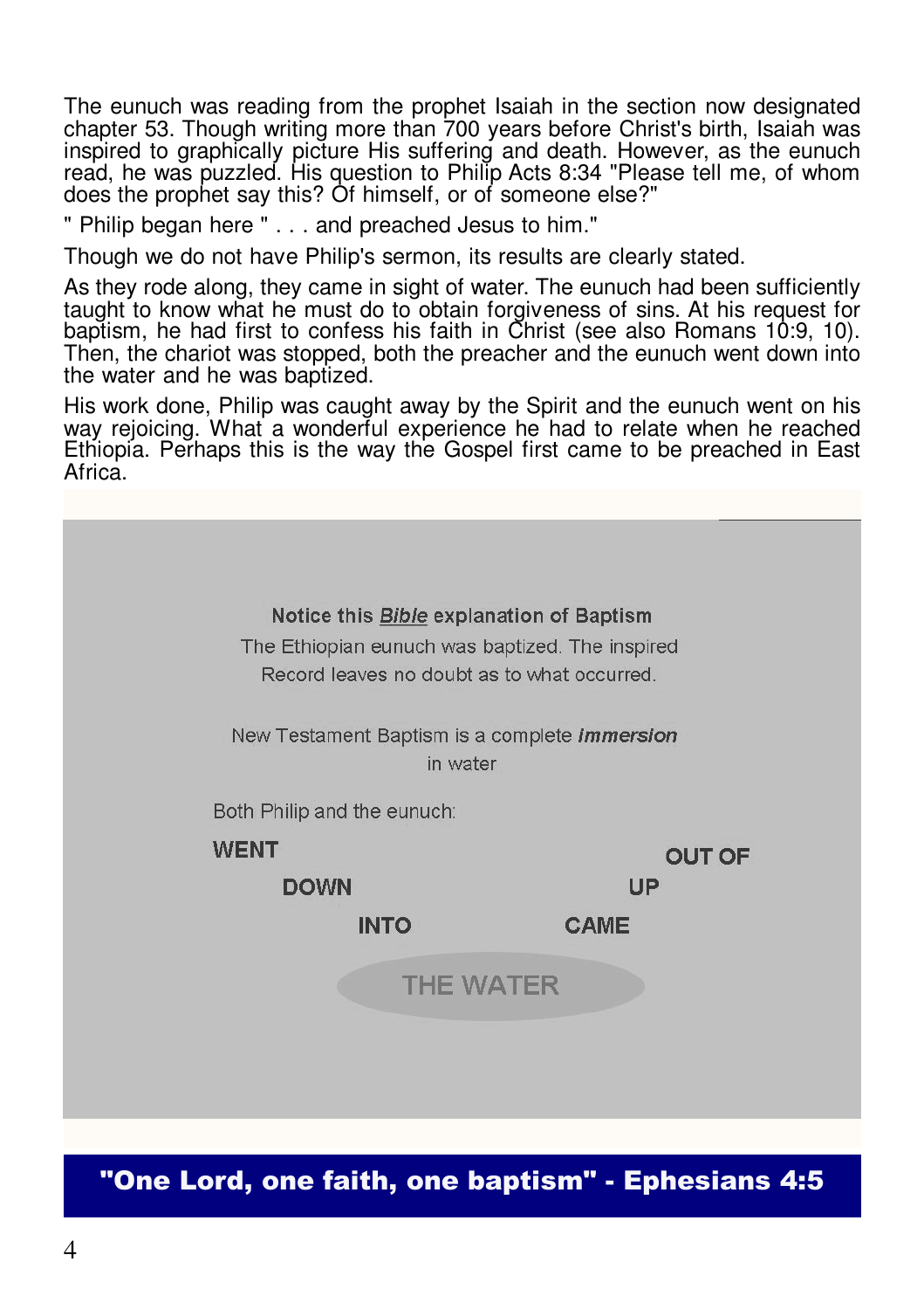The eunuch was reading from the prophet Isaiah in the section now designated chapter 53. Though writing more than 700 years before Christ's birth, Isaiah was inspired to graphically picture His suffering and death. However, as the eunuch read, he was puzzled. His question to Philip Acts 8:34 "Please tell me, of whom does the prophet say this? Of himself, or of someone else?"

" Philip began here " . . . and preached Jesus to him."

Though we do not have Philip's sermon, its results are clearly stated.

As they rode along, they came in sight of water. The eunuch had been sufficiently taught to know what he must do to obtain forgiveness of sins. At his request for baptism, he had first to confess his faith in Christ (see also Romans 10:9, 10). Then, the chariot was stopped, both the preacher and the eunuch went down into the water and he was baptized.

His work done, Philip was caught away by the Spirit and the eunuch went on his way rejoicing. What a wonderful experience he had to relate when he reached Ethiopia. Perhaps this is the way the Gospel first came to be preached in East Africa.

**Notice this *Bible* explanation of Baptism**

The Ethiopian eunuch was baptized. The inspired Record leaves no doubt as to what occurred.

New Testament Baptism is a complete ***immersion*** in water

Both Philip and the eunuch:

**WENT DOWN INTO** THE WATER **CAME UP OUT OF**

**"One Lord, one faith, one baptism" - Ephesians 4:5**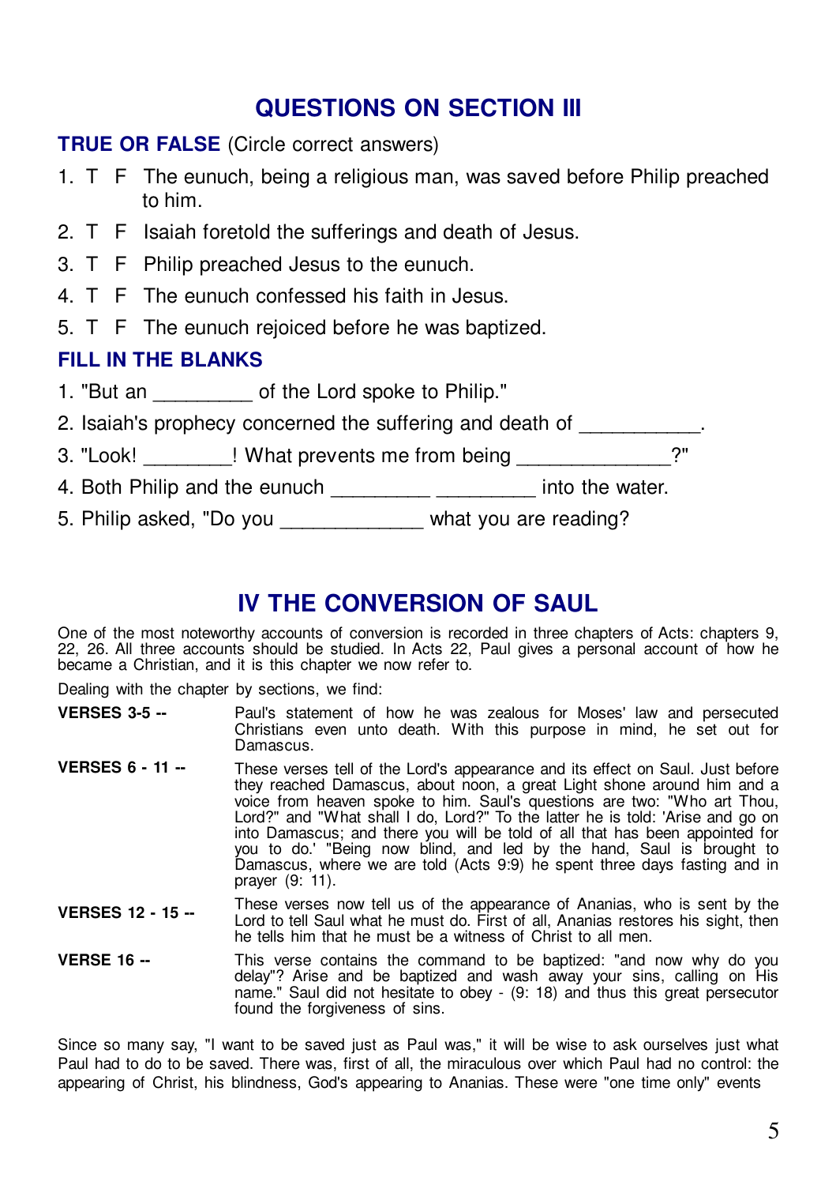## QUESTIONS ON SECTION III

**TRUE OR FALSE** (Circle correct answers)

1. T F The eunuch, being a religious man, was saved before Philip preached to him.
2. T F Isaiah foretold the sufferings and death of Jesus.
3. T F Philip preached Jesus to the eunuch.
4. T F The eunuch confessed his faith in Jesus.
5. T F The eunuch rejoiced before he was baptized.

**FILL IN THE BLANKS**

1. "But an _________ of the Lord spoke to Philip."
2. Isaiah's prophecy concerned the suffering and death of ___________.
3. "Look! ________! What prevents me from being _____________?"
4. Both Philip and the eunuch _________ _________ into the water.
5. Philip asked, "Do you _____________ what you are reading?

## IV THE CONVERSION OF SAUL

One of the most noteworthy accounts of conversion is recorded in three chapters of Acts: chapters 9, 22, 26. All three accounts should be studied. In Acts 22, Paul gives a personal account of how he became a Christian, and it is this chapter we now refer to.

Dealing with the chapter by sections, we find:

**VERSES 3-5 --** Paul's statement of how he was zealous for Moses' law and persecuted Christians even unto death. With this purpose in mind, he set out for Damascus.

**VERSES 6 - 11 --** These verses tell of the Lord's appearance and its effect on Saul. Just before they reached Damascus, about noon, a great Light shone around him and a voice from heaven spoke to him. Saul's questions are two: "Who art Thou, Lord?" and "What shall I do, Lord?" To the latter he is told: 'Arise and go on into Damascus; and there you will be told of all that has been appointed for you to do.' "Being now blind, and led by the hand, Saul is brought to Damascus, where we are told (Acts 9:9) he spent three days fasting and in prayer (9: 11).

**VERSES 12 - 15 --** These verses now tell us of the appearance of Ananias, who is sent by the Lord to tell Saul what he must do. First of all, Ananias restores his sight, then he tells him that he must be a witness of Christ to all men.

**VERSE 16 --** This verse contains the command to be baptized: "and now why do you delay"? Arise and be baptized and wash away your sins, calling on His name." Saul did not hesitate to obey - (9: 18) and thus this great persecutor found the forgiveness of sins.

Since so many say, "I want to be saved just as Paul was," it will be wise to ask ourselves just what Paul had to do to be saved. There was, first of all, the miraculous over which Paul had no control: the appearing of Christ, his blindness, God's appearing to Ananias. These were "one time only" events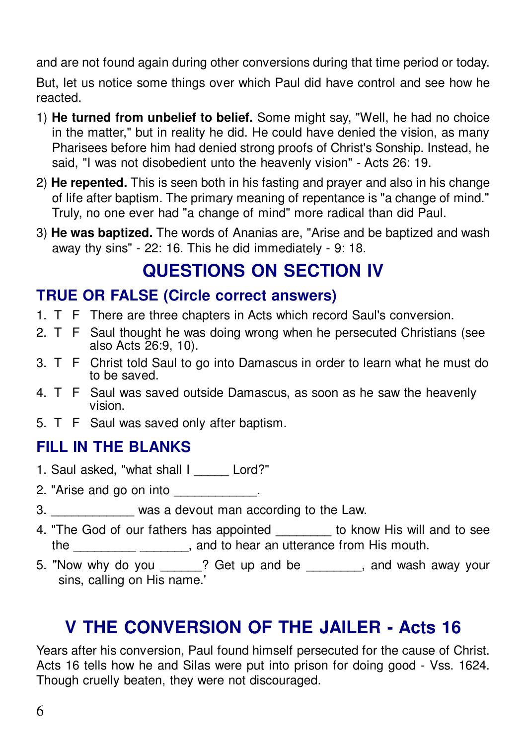and are not found again during other conversions during that time period or today.

But, let us notice some things over which Paul did have control and see how he reacted.

1) **He turned from unbelief to belief.** Some might say, "Well, he had no choice in the matter," but in reality he did. He could have denied the vision, as many Pharisees before him had denied strong proofs of Christ's Sonship. Instead, he said, "I was not disobedient unto the heavenly vision" - Acts 26: 19.
2) **He repented.** This is seen both in his fasting and prayer and also in his change of life after baptism. The primary meaning of repentance is "a change of mind." Truly, no one ever had "a change of mind" more radical than did Paul.
3) **He was baptized.** The words of Ananias are, "Arise and be baptized and wash away thy sins" - 22: 16. This he did immediately - 9: 18.

## QUESTIONS ON SECTION IV

### TRUE OR FALSE (Circle correct answers)

1. T F There are three chapters in Acts which record Saul's conversion.
2. T F Saul thought he was doing wrong when he persecuted Christians (see also Acts 26:9, 10).
3. T F Christ told Saul to go into Damascus in order to learn what he must do to be saved.
4. T F Saul was saved outside Damascus, as soon as he saw the heavenly vision.
5. T F Saul was saved only after baptism.

### FILL IN THE BLANKS

1. Saul asked, "what shall I _____ Lord?"
2. "Arise and go on into ____________.
3. ____________ was a devout man according to the Law.
4. "The God of our fathers has appointed ________ to know His will and to see the _________ _______, and to hear an utterance from His mouth.
5. "Now why do you ______? Get up and be ________, and wash away your sins, calling on His name.'

## V THE CONVERSION OF THE JAILER - Acts 16

Years after his conversion, Paul found himself persecuted for the cause of Christ. Acts 16 tells how he and Silas were put into prison for doing good - Vss. 1624. Though cruelly beaten, they were not discouraged.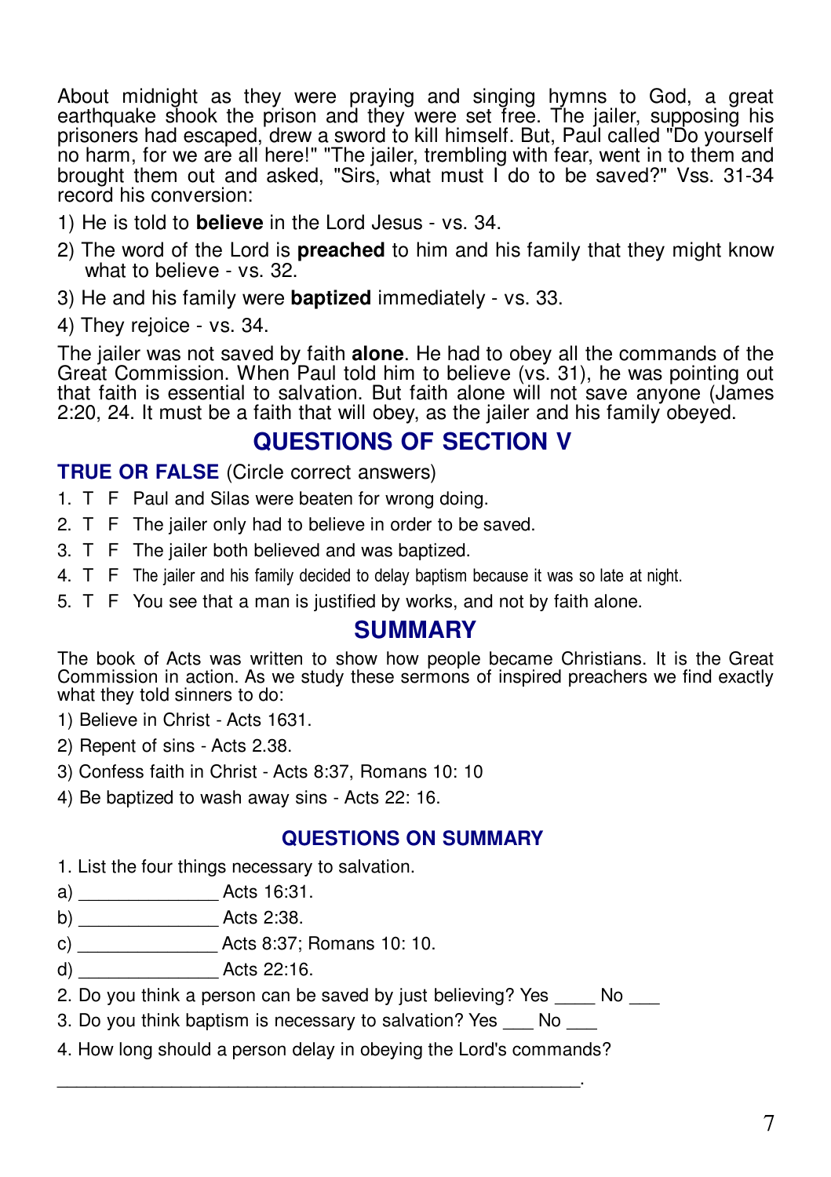About midnight as they were praying and singing hymns to God, a great earthquake shook the prison and they were set free. The jailer, supposing his prisoners had escaped, drew a sword to kill himself. But, Paul called "Do yourself no harm, for we are all here!" "The jailer, trembling with fear, went in to them and brought them out and asked, "Sirs, what must I do to be saved?" Vss. 31-34 record his conversion:

1) He is told to **believe** in the Lord Jesus - vs. 34.
2) The word of the Lord is **preached** to him and his family that they might know what to believe - vs. 32.
3) He and his family were **baptized** immediately - vs. 33.
4) They rejoice - vs. 34.

The jailer was not saved by faith **alone**. He had to obey all the commands of the Great Commission. When Paul told him to believe (vs. 31), he was pointing out that faith is essential to salvation. But faith alone will not save anyone (James 2:20, 24. It must be a faith that will obey, as the jailer and his family obeyed.

## QUESTIONS OF SECTION V

**TRUE OR FALSE** (Circle correct answers)

1. T F Paul and Silas were beaten for wrong doing.
2. T F The jailer only had to believe in order to be saved.
3. T F The jailer both believed and was baptized.
4. T F The jailer and his family decided to delay baptism because it was so late at night.
5. T F You see that a man is justified by works, and not by faith alone.

## SUMMARY

The book of Acts was written to show how people became Christians. It is the Great Commission in action. As we study these sermons of inspired preachers we find exactly what they told sinners to do:

1) Believe in Christ - Acts 1631.
2) Repent of sins - Acts 2.38.
3) Confess faith in Christ - Acts 8:37, Romans 10: 10
4) Be baptized to wash away sins - Acts 22: 16.

### QUESTIONS ON SUMMARY

1. List the four things necessary to salvation.

a) ______________ Acts 16:31.

b) ______________ Acts 2:38.

c) ______________ Acts 8:37; Romans 10: 10.

d) ______________ Acts 22:16.

2. Do you think a person can be saved by just believing? Yes ____ No ___
3. Do you think baptism is necessary to salvation? Yes ___ No ___
4. How long should a person delay in obeying the Lord's commands?

_____________________________________________________.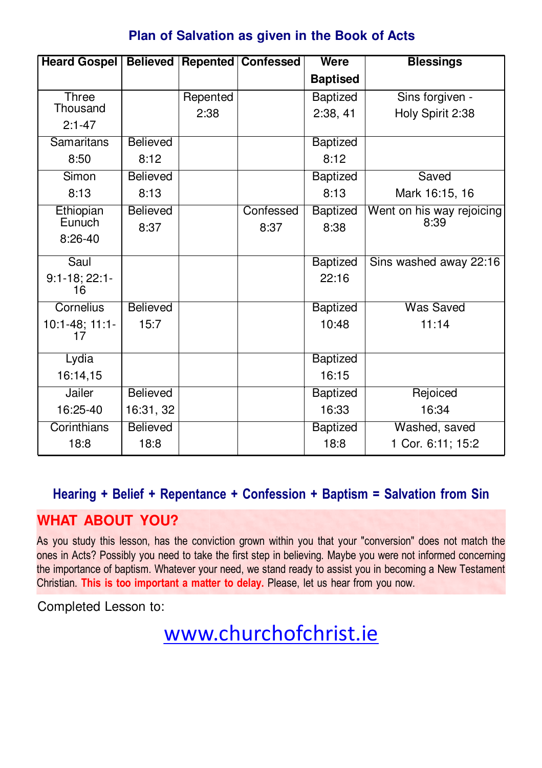## Plan of Salvation as given in the Book of Acts

| Heard Gospel | Believed | Repented | Confessed | Were Baptised | Blessings |
|---|---|---|---|---|---|
| Three Thousand 2:1-47 | | Repented 2:38 | | Baptized 2:38, 41 | Sins forgiven - Holy Spirit 2:38 |
| Samaritans 8:50 | Believed 8:12 | | | Baptized 8:12 | |
| Simon 8:13 | Believed 8:13 | | | Baptized 8:13 | Saved Mark 16:15, 16 |
| Ethiopian Eunuch 8:26-40 | Believed 8:37 | | Confessed 8:37 | Baptized 8:38 | Went on his way rejoicing 8:39 |
| Saul 9:1-18; 22:1-16 | | | | Baptized 22:16 | Sins washed away 22:16 |
| Cornelius 10:1-48; 11:1-17 | Believed 15:7 | | | Baptized 10:48 | Was Saved 11:14 |
| Lydia 16:14,15 | | | | Baptized 16:15 | |
| Jailer 16:25-40 | Believed 16:31, 32 | | | Baptized 16:33 | Rejoiced 16:34 |
| Corinthians 18:8 | Believed 18:8 | | | Baptized 18:8 | Washed, saved 1 Cor. 6:11; 15:2 |

**Hearing + Belief + Repentance + Confession + Baptism = Salvation from Sin**

## WHAT ABOUT YOU?

As you study this lesson, has the conviction grown within you that your "conversion" does not match the ones in Acts? Possibly you need to take the first step in believing. Maybe you were not informed concerning the importance of baptism. Whatever your need, we stand ready to assist you in becoming a New Testament Christian. **This is too important a matter to delay.** Please, let us hear from you now.

Completed Lesson to:

www.churchofchrist.ie